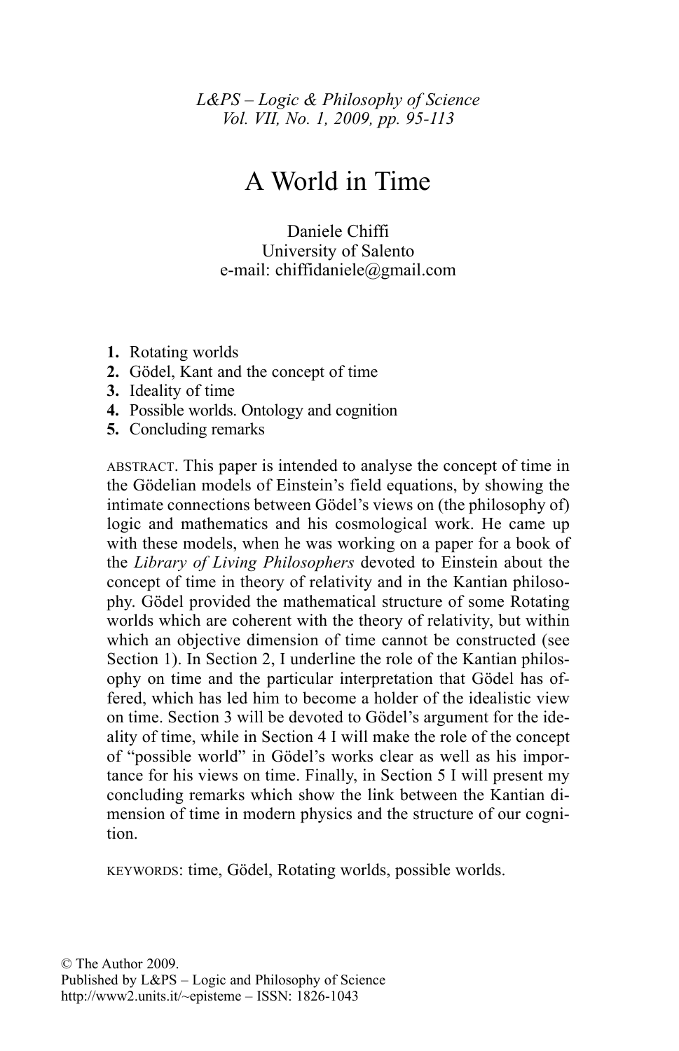# A World in Time

Daniele Chiffi
University of Salento
e-mail: chiffidaniele@gmail.com

1. Rotating worlds
2. Gödel, Kant and the concept of time
3. Ideality of time
4. Possible worlds. Ontology and cognition
5. Concluding remarks

ABSTRACT. This paper is intended to analyse the concept of time in the Gödelian models of Einstein's field equations, by showing the intimate connections between Gödel's views on (the philosophy of) logic and mathematics and his cosmological work. He came up with these models, when he was working on a paper for a book of the *Library of Living Philosophers* devoted to Einstein about the concept of time in theory of relativity and in the Kantian philosophy. Gödel provided the mathematical structure of some Rotating worlds which are coherent with the theory of relativity, but within which an objective dimension of time cannot be constructed (see Section 1). In Section 2, I underline the role of the Kantian philosophy on time and the particular interpretation that Gödel has offered, which has led him to become a holder of the idealistic view on time. Section 3 will be devoted to Gödel's argument for the ideality of time, while in Section 4 I will make the role of the concept of "possible world" in Gödel's works clear as well as his importance for his views on time. Finally, in Section 5 I will present my concluding remarks which show the link between the Kantian dimension of time in modern physics and the structure of our cognition.

KEYWORDS: time, Gödel, Rotating worlds, possible worlds.

© The Author 2009.
Published by L&PS – Logic and Philosophy of Science
http://www2.units.it/~episteme – ISSN: 1826-1043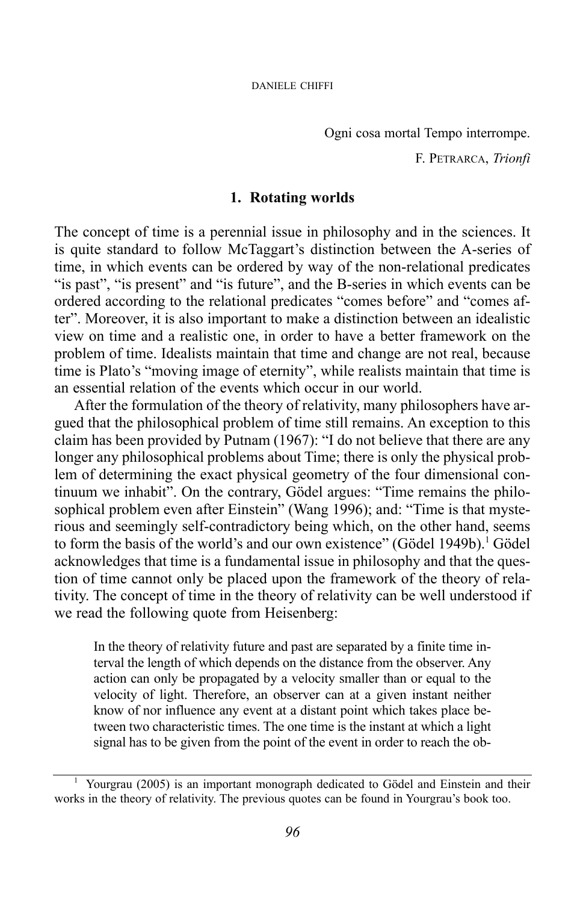Ogni cosa mortal Tempo interrompe.

F. Petrarca, *Trionfi*

## 1. Rotating worlds

The concept of time is a perennial issue in philosophy and in the sciences. It is quite standard to follow McTaggart's distinction between the A-series of time, in which events can be ordered by way of the non-relational predicates "is past", "is present" and "is future", and the B-series in which events can be ordered according to the relational predicates "comes before" and "comes after". Moreover, it is also important to make a distinction between an idealistic view on time and a realistic one, in order to have a better framework on the problem of time. Idealists maintain that time and change are not real, because time is Plato's "moving image of eternity", while realists maintain that time is an essential relation of the events which occur in our world.

After the formulation of the theory of relativity, many philosophers have argued that the philosophical problem of time still remains. An exception to this claim has been provided by Putnam (1967): "I do not believe that there are any longer any philosophical problems about Time; there is only the physical problem of determining the exact physical geometry of the four dimensional continuum we inhabit". On the contrary, Gödel argues: "Time remains the philosophical problem even after Einstein" (Wang 1996); and: "Time is that mysterious and seemingly self-contradictory being which, on the other hand, seems to form the basis of the world's and our own existence" (Gödel 1949b).[1] Gödel acknowledges that time is a fundamental issue in philosophy and that the question of time cannot only be placed upon the framework of the theory of relativity. The concept of time in the theory of relativity can be well understood if we read the following quote from Heisenberg:

> In the theory of relativity future and past are separated by a finite time interval the length of which depends on the distance from the observer. Any action can only be propagated by a velocity smaller than or equal to the velocity of light. Therefore, an observer can at a given instant neither know of nor influence any event at a distant point which takes place between two characteristic times. The one time is the instant at which a light signal has to be given from the point of the event in order to reach the ob-

[1] Yourgrau (2005) is an important monograph dedicated to Gödel and Einstein and their works in the theory of relativity. The previous quotes can be found in Yourgrau's book too.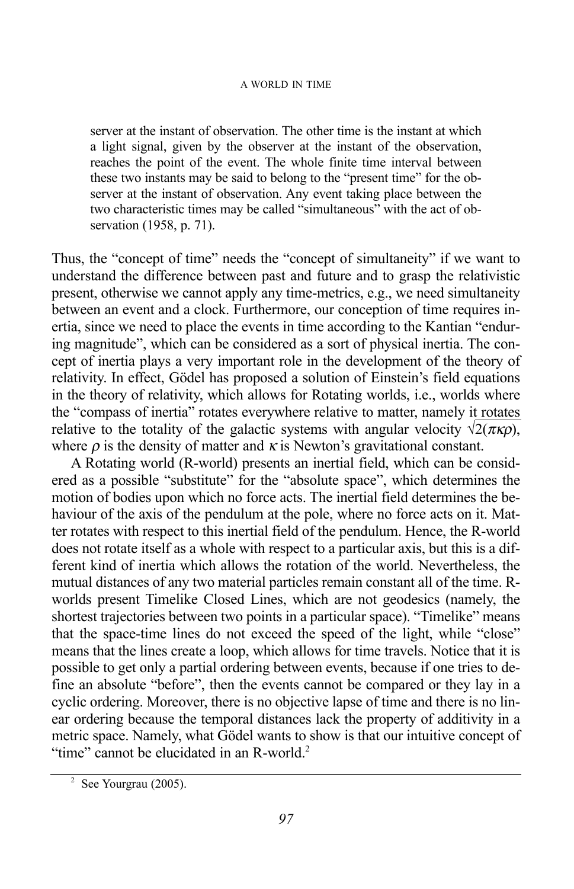> server at the instant of observation. The other time is the instant at which a light signal, given by the observer at the instant of the observation, reaches the point of the event. The whole finite time interval between these two instants may be said to belong to the "present time" for the observer at the instant of observation. Any event taking place between the two characteristic times may be called "simultaneous" with the act of observation (1958, p. 71).

Thus, the "concept of time" needs the "concept of simultaneity" if we want to understand the difference between past and future and to grasp the relativistic present, otherwise we cannot apply any time-metrics, e.g., we need simultaneity between an event and a clock. Furthermore, our conception of time requires inertia, since we need to place the events in time according to the Kantian "enduring magnitude", which can be considered as a sort of physical inertia. The concept of inertia plays a very important role in the development of the theory of relativity. In effect, Gödel has proposed a solution of Einstein's field equations in the theory of relativity, which allows for Rotating worlds, i.e., worlds where the "compass of inertia" rotates everywhere relative to matter, namely it rotates relative to the totality of the galactic systems with angular velocity $\sqrt{2(\pi\kappa\rho)}$, where $\rho$ is the density of matter and $\kappa$ is Newton's gravitational constant.

A Rotating world (R-world) presents an inertial field, which can be considered as a possible "substitute" for the "absolute space", which determines the motion of bodies upon which no force acts. The inertial field determines the behaviour of the axis of the pendulum at the pole, where no force acts on it. Matter rotates with respect to this inertial field of the pendulum. Hence, the R-world does not rotate itself as a whole with respect to a particular axis, but this is a different kind of inertia which allows the rotation of the world. Nevertheless, the mutual distances of any two material particles remain constant all of the time. R-worlds present Timelike Closed Lines, which are not geodesics (namely, the shortest trajectories between two points in a particular space). "Timelike" means that the space-time lines do not exceed the speed of the light, while "close" means that the lines create a loop, which allows for time travels. Notice that it is possible to get only a partial ordering between events, because if one tries to define an absolute "before", then the events cannot be compared or they lay in a cyclic ordering. Moreover, there is no objective lapse of time and there is no linear ordering because the temporal distances lack the property of additivity in a metric space. Namely, what Gödel wants to show is that our intuitive concept of "time" cannot be elucidated in an R-world.[2]

[2] See Yourgrau (2005).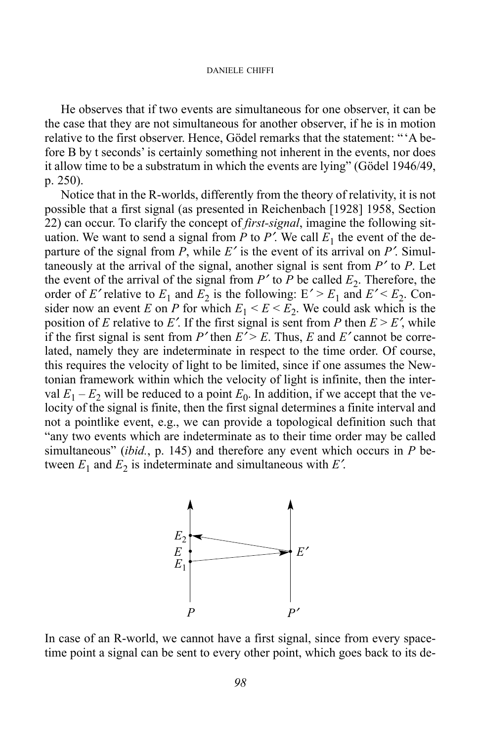He observes that if two events are simultaneous for one observer, it can be the case that they are not simultaneous for another observer, if he is in motion relative to the first observer. Hence, Gödel remarks that the statement: "'A before B by t seconds' is certainly something not inherent in the events, nor does it allow time to be a substratum in which the events are lying" (Gödel 1946/49, p. 250).

Notice that in the R-worlds, differently from the theory of relativity, it is not possible that a first signal (as presented in Reichenbach [1928] 1958, Section 22) can occur. To clarify the concept of *first-signal*, imagine the following situation. We want to send a signal from $P$ to $P'$. We call $E_1$ the event of the departure of the signal from $P$, while $E'$ is the event of its arrival on $P'$. Simultaneously at the arrival of the signal, another signal is sent from $P'$ to $P$. Let the event of the arrival of the signal from $P'$ to $P$ be called $E_2$. Therefore, the order of $E'$ relative to $E_1$ and $E_2$ is the following: $E' > E_1$ and $E' < E_2$. Consider now an event $E$ on $P$ for which $E_1 < E < E_2$. We could ask which is the position of $E$ relative to $E'$. If the first signal is sent from $P$ then $E > E'$, while if the first signal is sent from $P'$ then $E' > E$. Thus, $E$ and $E'$ cannot be correlated, namely they are indeterminate in respect to the time order. Of course, this requires the velocity of light to be limited, since if one assumes the Newtonian framework within which the velocity of light is infinite, then the interval $E_1 - E_2$ will be reduced to a point $E_0$. In addition, if we accept that the velocity of the signal is finite, then the first signal determines a finite interval and not a pointlike event, e.g., we can provide a topological definition such that "any two events which are indeterminate as to their time order may be called simultaneous" (*ibid.*, p. 145) and therefore any event which occurs in $P$ between $E_1$ and $E_2$ is indeterminate and simultaneous with $E'$.

In case of an R-world, we cannot have a first signal, since from every space-time point a signal can be sent to every other point, which goes back to its de-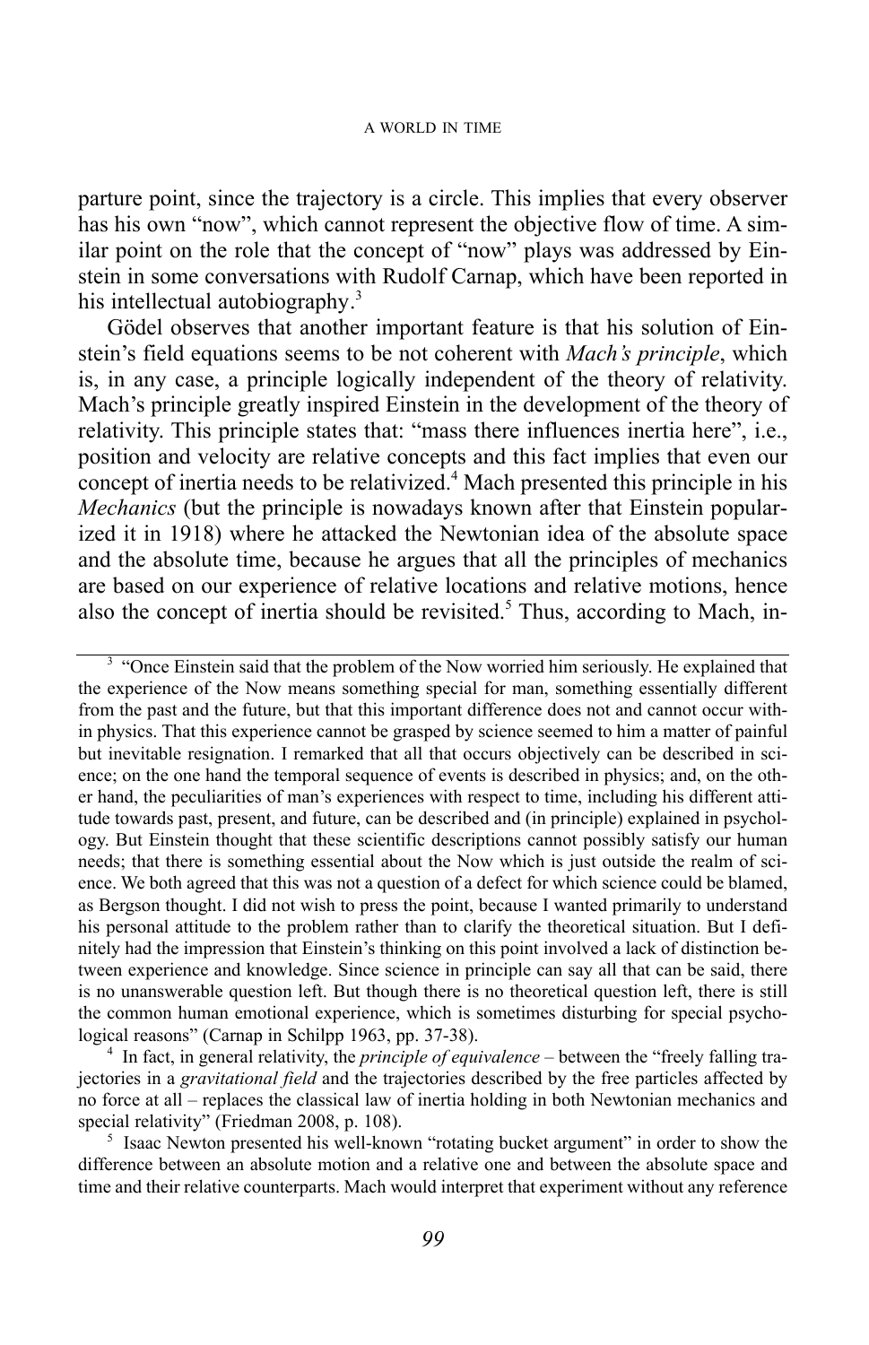parture point, since the trajectory is a circle. This implies that every observer has his own "now", which cannot represent the objective flow of time. A similar point on the role that the concept of "now" plays was addressed by Einstein in some conversations with Rudolf Carnap, which have been reported in his intellectual autobiography.[3]

Gödel observes that another important feature is that his solution of Einstein's field equations seems to be not coherent with *Mach's principle*, which is, in any case, a principle logically independent of the theory of relativity. Mach's principle greatly inspired Einstein in the development of the theory of relativity. This principle states that: "mass there influences inertia here", i.e., position and velocity are relative concepts and this fact implies that even our concept of inertia needs to be relativized.[4] Mach presented this principle in his *Mechanics* (but the principle is nowadays known after that Einstein popularized it in 1918) where he attacked the Newtonian idea of the absolute space and the absolute time, because he argues that all the principles of mechanics are based on our experience of relative locations and relative motions, hence also the concept of inertia should be revisited.[5] Thus, according to Mach, in-

---

[3] "Once Einstein said that the problem of the Now worried him seriously. He explained that the experience of the Now means something special for man, something essentially different from the past and the future, but that this important difference does not and cannot occur within physics. That this experience cannot be grasped by science seemed to him a matter of painful but inevitable resignation. I remarked that all that occurs objectively can be described in science; on the one hand the temporal sequence of events is described in physics; and, on the other hand, the peculiarities of man's experiences with respect to time, including his different attitude towards past, present, and future, can be described and (in principle) explained in psychology. But Einstein thought that these scientific descriptions cannot possibly satisfy our human needs; that there is something essential about the Now which is just outside the realm of science. We both agreed that this was not a question of a defect for which science could be blamed, as Bergson thought. I did not wish to press the point, because I wanted primarily to understand his personal attitude to the problem rather than to clarify the theoretical situation. But I definitely had the impression that Einstein's thinking on this point involved a lack of distinction between experience and knowledge. Since science in principle can say all that can be said, there is no unanswerable question left. But though there is no theoretical question left, there is still the common human emotional experience, which is sometimes disturbing for special psychological reasons" (Carnap in Schilpp 1963, pp. 37-38).

[4] In fact, in general relativity, the *principle of equivalence* – between the "freely falling trajectories in a *gravitational field* and the trajectories described by the free particles affected by no force at all – replaces the classical law of inertia holding in both Newtonian mechanics and special relativity" (Friedman 2008, p. 108).

[5] Isaac Newton presented his well-known "rotating bucket argument" in order to show the difference between an absolute motion and a relative one and between the absolute space and time and their relative counterparts. Mach would interpret that experiment without any reference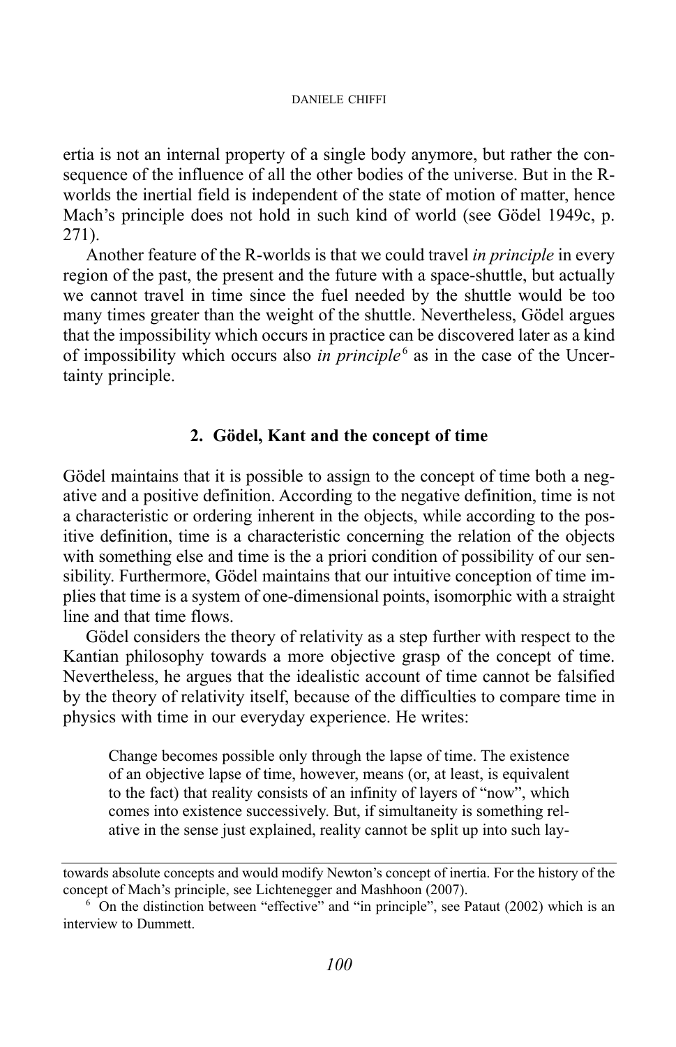ertia is not an internal property of a single body anymore, but rather the consequence of the influence of all the other bodies of the universe. But in the R-worlds the inertial field is independent of the state of motion of matter, hence Mach's principle does not hold in such kind of world (see Gödel 1949c, p. 271).

Another feature of the R-worlds is that we could travel *in principle* in every region of the past, the present and the future with a space-shuttle, but actually we cannot travel in time since the fuel needed by the shuttle would be too many times greater than the weight of the shuttle. Nevertheless, Gödel argues that the impossibility which occurs in practice can be discovered later as a kind of impossibility which occurs also *in principle*[6] as in the case of the Uncertainty principle.

## 2. Gödel, Kant and the concept of time

Gödel maintains that it is possible to assign to the concept of time both a negative and a positive definition. According to the negative definition, time is not a characteristic or ordering inherent in the objects, while according to the positive definition, time is a characteristic concerning the relation of the objects with something else and time is the a priori condition of possibility of our sensibility. Furthermore, Gödel maintains that our intuitive conception of time implies that time is a system of one-dimensional points, isomorphic with a straight line and that time flows.

Gödel considers the theory of relativity as a step further with respect to the Kantian philosophy towards a more objective grasp of the concept of time. Nevertheless, he argues that the idealistic account of time cannot be falsified by the theory of relativity itself, because of the difficulties to compare time in physics with time in our everyday experience. He writes:

> Change becomes possible only through the lapse of time. The existence of an objective lapse of time, however, means (or, at least, is equivalent to the fact) that reality consists of an infinity of layers of "now", which comes into existence successively. But, if simultaneity is something relative in the sense just explained, reality cannot be split up into such lay-

towards absolute concepts and would modify Newton's concept of inertia. For the history of the concept of Mach's principle, see Lichtenegger and Mashhoon (2007).

[6] On the distinction between "effective" and "in principle", see Pataut (2002) which is an interview to Dummett.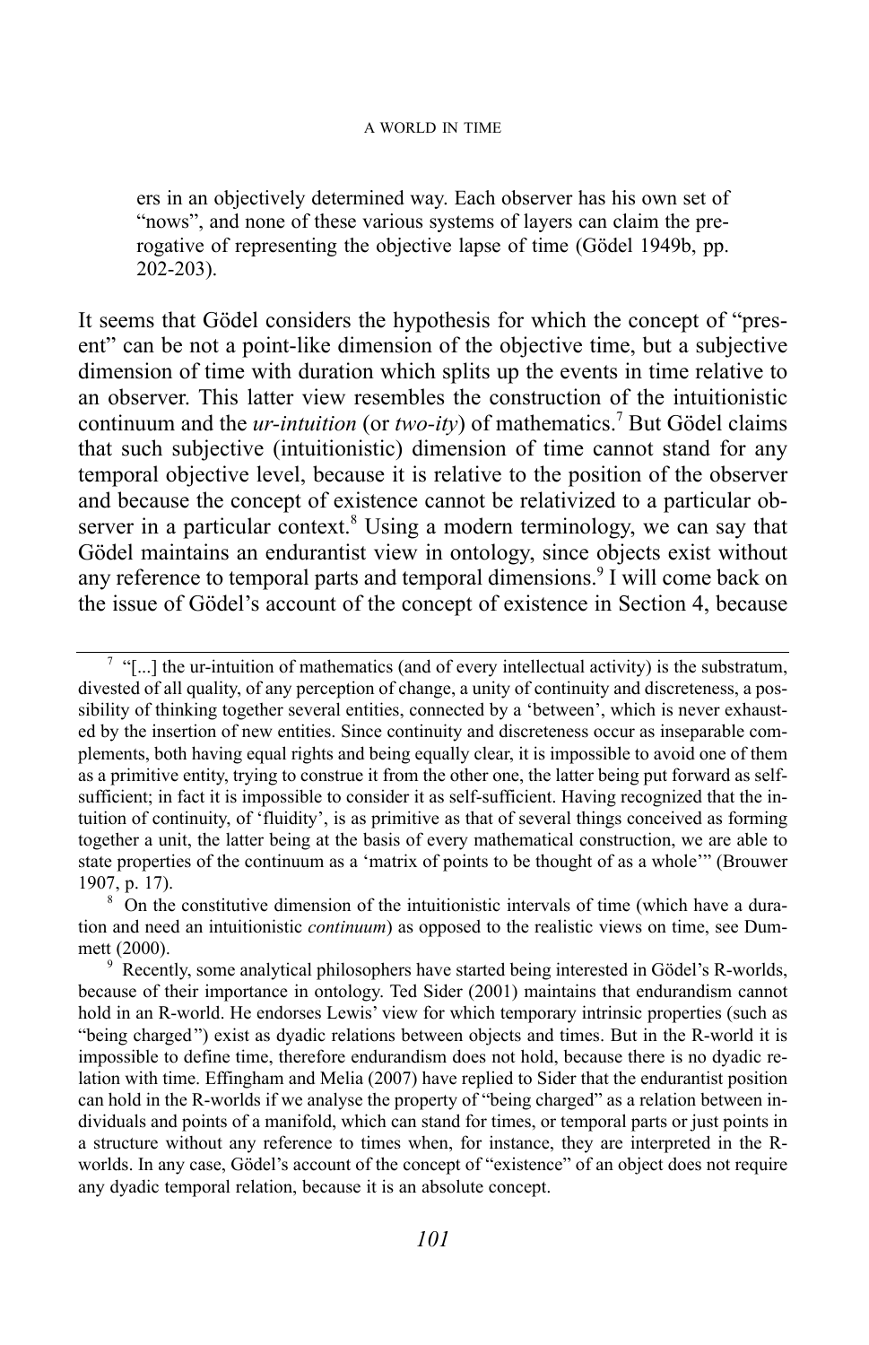ers in an objectively determined way. Each observer has his own set of "nows", and none of these various systems of layers can claim the prerogative of representing the objective lapse of time (Gödel 1949b, pp. 202-203).

It seems that Gödel considers the hypothesis for which the concept of "present" can be not a point-like dimension of the objective time, but a subjective dimension of time with duration which splits up the events in time relative to an observer. This latter view resembles the construction of the intuitionistic continuum and the *ur-intuition* (or *two-ity*) of mathematics.[7] But Gödel claims that such subjective (intuitionistic) dimension of time cannot stand for any temporal objective level, because it is relative to the position of the observer and because the concept of existence cannot be relativized to a particular observer in a particular context.[8] Using a modern terminology, we can say that Gödel maintains an endurantist view in ontology, since objects exist without any reference to temporal parts and temporal dimensions.[9] I will come back on the issue of Gödel's account of the concept of existence in Section 4, because

---

[7] "[...] the ur-intuition of mathematics (and of every intellectual activity) is the substratum, divested of all quality, of any perception of change, a unity of continuity and discreteness, a possibility of thinking together several entities, connected by a 'between', which is never exhausted by the insertion of new entities. Since continuity and discreteness occur as inseparable complements, both having equal rights and being equally clear, it is impossible to avoid one of them as a primitive entity, trying to construe it from the other one, the latter being put forward as self-sufficient; in fact it is impossible to consider it as self-sufficient. Having recognized that the intuition of continuity, of 'fluidity', is as primitive as that of several things conceived as forming together a unit, the latter being at the basis of every mathematical construction, we are able to state properties of the continuum as a 'matrix of points to be thought of as a whole'" (Brouwer 1907, p. 17).

[8] On the constitutive dimension of the intuitionistic intervals of time (which have a duration and need an intuitionistic *continuum*) as opposed to the realistic views on time, see Dummett (2000).

[9] Recently, some analytical philosophers have started being interested in Gödel's R-worlds, because of their importance in ontology. Ted Sider (2001) maintains that endurandism cannot hold in an R-world. He endorses Lewis' view for which temporary intrinsic properties (such as "being charged") exist as dyadic relations between objects and times. But in the R-world it is impossible to define time, therefore endurandism does not hold, because there is no dyadic relation with time. Effingham and Melia (2007) have replied to Sider that the endurantist position can hold in the R-worlds if we analyse the property of "being charged" as a relation between individuals and points of a manifold, which can stand for times, or temporal parts or just points in a structure without any reference to times when, for instance, they are interpreted in the R-worlds. In any case, Gödel's account of the concept of "existence" of an object does not require any dyadic temporal relation, because it is an absolute concept.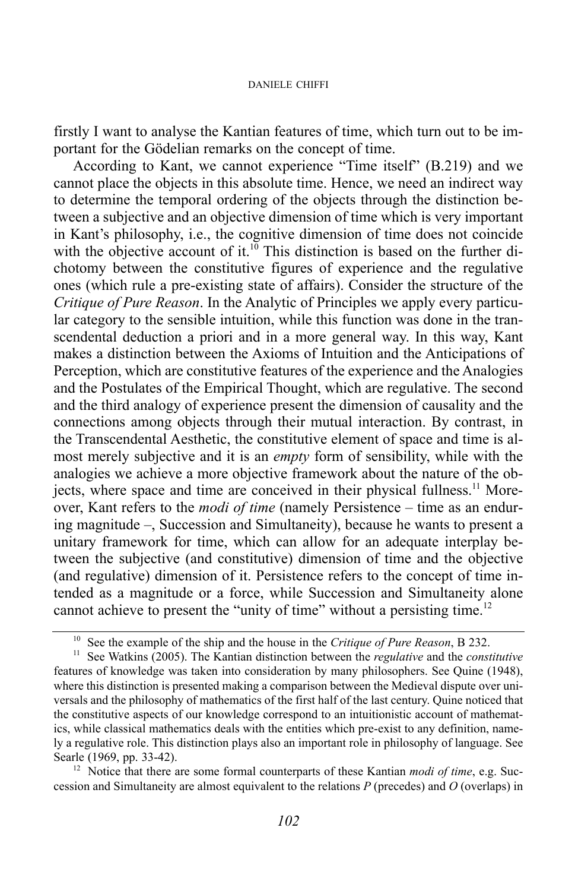firstly I want to analyse the Kantian features of time, which turn out to be important for the Gödelian remarks on the concept of time.

According to Kant, we cannot experience "Time itself" (B.219) and we cannot place the objects in this absolute time. Hence, we need an indirect way to determine the temporal ordering of the objects through the distinction between a subjective and an objective dimension of time which is very important in Kant's philosophy, i.e., the cognitive dimension of time does not coincide with the objective account of it.[10] This distinction is based on the further dichotomy between the constitutive figures of experience and the regulative ones (which rule a pre-existing state of affairs). Consider the structure of the *Critique of Pure Reason*. In the Analytic of Principles we apply every particular category to the sensible intuition, while this function was done in the transcendental deduction a priori and in a more general way. In this way, Kant makes a distinction between the Axioms of Intuition and the Anticipations of Perception, which are constitutive features of the experience and the Analogies and the Postulates of the Empirical Thought, which are regulative. The second and the third analogy of experience present the dimension of causality and the connections among objects through their mutual interaction. By contrast, in the Transcendental Aesthetic, the constitutive element of space and time is almost merely subjective and it is an *empty* form of sensibility, while with the analogies we achieve a more objective framework about the nature of the objects, where space and time are conceived in their physical fullness.[11] Moreover, Kant refers to the *modi of time* (namely Persistence – time as an enduring magnitude –, Succession and Simultaneity), because he wants to present a unitary framework for time, which can allow for an adequate interplay between the subjective (and constitutive) dimension of time and the objective (and regulative) dimension of it. Persistence refers to the concept of time intended as a magnitude or a force, while Succession and Simultaneity alone cannot achieve to present the "unity of time" without a persisting time.[12]

---

[10] See the example of the ship and the house in the *Critique of Pure Reason*, B 232.

[11] See Watkins (2005). The Kantian distinction between the *regulative* and the *constitutive* features of knowledge was taken into consideration by many philosophers. See Quine (1948), where this distinction is presented making a comparison between the Medieval dispute over universals and the philosophy of mathematics of the first half of the last century. Quine noticed that the constitutive aspects of our knowledge correspond to an intuitionistic account of mathematics, while classical mathematics deals with the entities which pre-exist to any definition, namely a regulative role. This distinction plays also an important role in philosophy of language. See Searle (1969, pp. 33-42).

[12] Notice that there are some formal counterparts of these Kantian *modi of time*, e.g. Succession and Simultaneity are almost equivalent to the relations *P* (precedes) and *O* (overlaps) in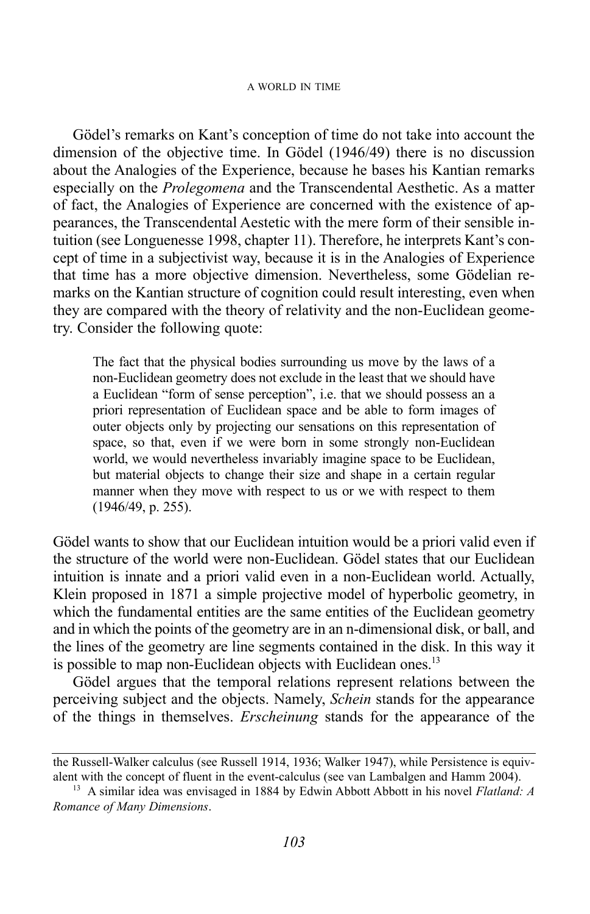Gödel's remarks on Kant's conception of time do not take into account the dimension of the objective time. In Gödel (1946/49) there is no discussion about the Analogies of the Experience, because he bases his Kantian remarks especially on the *Prolegomena* and the Transcendental Aesthetic. As a matter of fact, the Analogies of Experience are concerned with the existence of appearances, the Transcendental Aestetic with the mere form of their sensible intuition (see Longuenesse 1998, chapter 11). Therefore, he interprets Kant's concept of time in a subjectivist way, because it is in the Analogies of Experience that time has a more objective dimension. Nevertheless, some Gödelian remarks on the Kantian structure of cognition could result interesting, even when they are compared with the theory of relativity and the non-Euclidean geometry. Consider the following quote:

> The fact that the physical bodies surrounding us move by the laws of a non-Euclidean geometry does not exclude in the least that we should have a Euclidean "form of sense perception", i.e. that we should possess an a priori representation of Euclidean space and be able to form images of outer objects only by projecting our sensations on this representation of space, so that, even if we were born in some strongly non-Euclidean world, we would nevertheless invariably imagine space to be Euclidean, but material objects to change their size and shape in a certain regular manner when they move with respect to us or we with respect to them (1946/49, p. 255).

Gödel wants to show that our Euclidean intuition would be a priori valid even if the structure of the world were non-Euclidean. Gödel states that our Euclidean intuition is innate and a priori valid even in a non-Euclidean world. Actually, Klein proposed in 1871 a simple projective model of hyperbolic geometry, in which the fundamental entities are the same entities of the Euclidean geometry and in which the points of the geometry are in an n-dimensional disk, or ball, and the lines of the geometry are line segments contained in the disk. In this way it is possible to map non-Euclidean objects with Euclidean ones.[13]

Gödel argues that the temporal relations represent relations between the perceiving subject and the objects. Namely, *Schein* stands for the appearance of the things in themselves. *Erscheinung* stands for the appearance of the

---

the Russell-Walker calculus (see Russell 1914, 1936; Walker 1947), while Persistence is equivalent with the concept of fluent in the event-calculus (see van Lambalgen and Hamm 2004).

[13] A similar idea was envisaged in 1884 by Edwin Abbott Abbott in his novel *Flatland: A Romance of Many Dimensions*.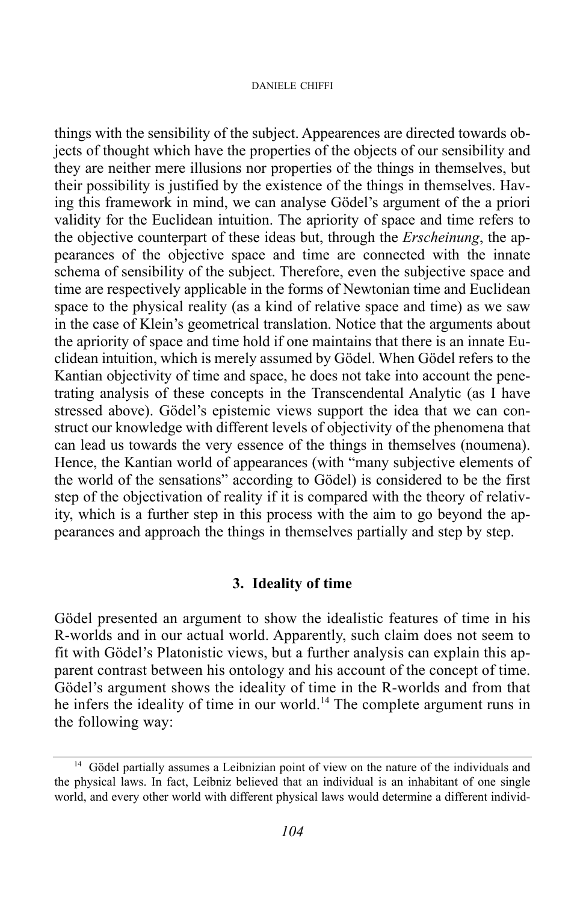things with the sensibility of the subject. Appearences are directed towards objects of thought which have the properties of the objects of our sensibility and they are neither mere illusions nor properties of the things in themselves, but their possibility is justified by the existence of the things in themselves. Having this framework in mind, we can analyse Gödel's argument of the a priori validity for the Euclidean intuition. The apriority of space and time refers to the objective counterpart of these ideas but, through the *Erscheinung*, the appearances of the objective space and time are connected with the innate schema of sensibility of the subject. Therefore, even the subjective space and time are respectively applicable in the forms of Newtonian time and Euclidean space to the physical reality (as a kind of relative space and time) as we saw in the case of Klein's geometrical translation. Notice that the arguments about the apriority of space and time hold if one maintains that there is an innate Euclidean intuition, which is merely assumed by Gödel. When Gödel refers to the Kantian objectivity of time and space, he does not take into account the penetrating analysis of these concepts in the Transcendental Analytic (as I have stressed above). Gödel's epistemic views support the idea that we can construct our knowledge with different levels of objectivity of the phenomena that can lead us towards the very essence of the things in themselves (noumena). Hence, the Kantian world of appearances (with "many subjective elements of the world of the sensations" according to Gödel) is considered to be the first step of the objectivation of reality if it is compared with the theory of relativity, which is a further step in this process with the aim to go beyond the appearances and approach the things in themselves partially and step by step.

## 3. Ideality of time

Gödel presented an argument to show the idealistic features of time in his R-worlds and in our actual world. Apparently, such claim does not seem to fit with Gödel's Platonistic views, but a further analysis can explain this apparent contrast between his ontology and his account of the concept of time. Gödel's argument shows the ideality of time in the R-worlds and from that he infers the ideality of time in our world.[14] The complete argument runs in the following way:

[14] Gödel partially assumes a Leibnizian point of view on the nature of the individuals and the physical laws. In fact, Leibniz believed that an individual is an inhabitant of one single world, and every other world with different physical laws would determine a different individ-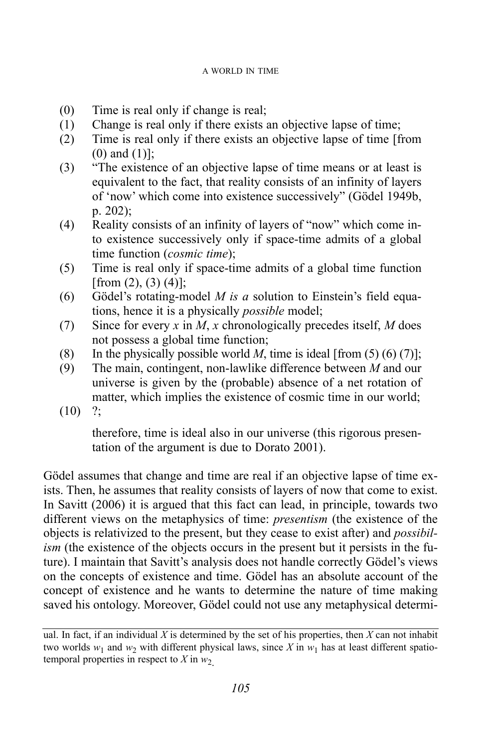(0) Time is real only if change is real;
(1) Change is real only if there exists an objective lapse of time;
(2) Time is real only if there exists an objective lapse of time [from (0) and (1)];
(3) "The existence of an objective lapse of time means or at least is equivalent to the fact, that reality consists of an infinity of layers of 'now' which come into existence successively" (Gödel 1949b, p. 202);
(4) Reality consists of an infinity of layers of "now" which come into existence successively only if space-time admits of a global time function (*cosmic time*);
(5) Time is real only if space-time admits of a global time function [from (2), (3) (4)];
(6) Gödel's rotating-model *M is a* solution to Einstein's field equations, hence it is a physically *possible* model;
(7) Since for every *x* in *M*, *x* chronologically precedes itself, *M* does not possess a global time function;
(8) In the physically possible world *M*, time is ideal [from (5) (6) (7)];
(9) The main, contingent, non-lawlike difference between *M* and our universe is given by the (probable) absence of a net rotation of matter, which implies the existence of cosmic time in our world;
(10) ?;

therefore, time is ideal also in our universe (this rigorous presentation of the argument is due to Dorato 2001).

Gödel assumes that change and time are real if an objective lapse of time exists. Then, he assumes that reality consists of layers of now that come to exist. In Savitt (2006) it is argued that this fact can lead, in principle, towards two different views on the metaphysics of time: *presentism* (the existence of the objects is relativized to the present, but they cease to exist after) and *possibilism* (the existence of the objects occurs in the present but it persists in the future). I maintain that Savitt's analysis does not handle correctly Gödel's views on the concepts of existence and time. Gödel has an absolute account of the concept of existence and he wants to determine the nature of time making saved his ontology. Moreover, Gödel could not use any metaphysical determi-

ual. In fact, if an individual *X* is determined by the set of his properties, then *X* can not inhabit two worlds $w_1$ and $w_2$ with different physical laws, since *X* in $w_1$ has at least different spatio-temporal properties in respect to *X* in $w_2$.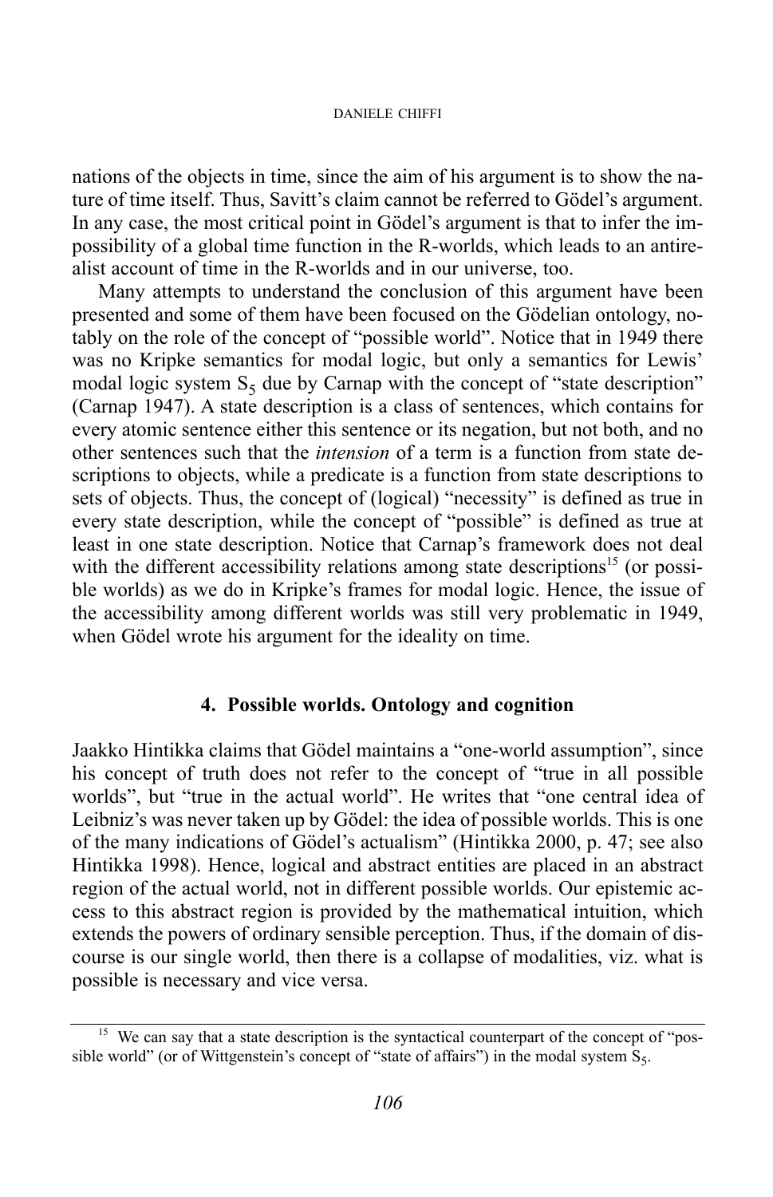nations of the objects in time, since the aim of his argument is to show the nature of time itself. Thus, Savitt's claim cannot be referred to Gödel's argument. In any case, the most critical point in Gödel's argument is that to infer the impossibility of a global time function in the R-worlds, which leads to an antirealist account of time in the R-worlds and in our universe, too.

Many attempts to understand the conclusion of this argument have been presented and some of them have been focused on the Gödelian ontology, notably on the role of the concept of "possible world". Notice that in 1949 there was no Kripke semantics for modal logic, but only a semantics for Lewis' modal logic system $S_5$ due by Carnap with the concept of "state description" (Carnap 1947). A state description is a class of sentences, which contains for every atomic sentence either this sentence or its negation, but not both, and no other sentences such that the *intension* of a term is a function from state descriptions to objects, while a predicate is a function from state descriptions to sets of objects. Thus, the concept of (logical) "necessity" is defined as true in every state description, while the concept of "possible" is defined as true at least in one state description. Notice that Carnap's framework does not deal with the different accessibility relations among state descriptions[15] (or possible worlds) as we do in Kripke's frames for modal logic. Hence, the issue of the accessibility among different worlds was still very problematic in 1949, when Gödel wrote his argument for the ideality on time.

## 4. Possible worlds. Ontology and cognition

Jaakko Hintikka claims that Gödel maintains a "one-world assumption", since his concept of truth does not refer to the concept of "true in all possible worlds", but "true in the actual world". He writes that "one central idea of Leibniz's was never taken up by Gödel: the idea of possible worlds. This is one of the many indications of Gödel's actualism" (Hintikka 2000, p. 47; see also Hintikka 1998). Hence, logical and abstract entities are placed in an abstract region of the actual world, not in different possible worlds. Our epistemic access to this abstract region is provided by the mathematical intuition, which extends the powers of ordinary sensible perception. Thus, if the domain of discourse is our single world, then there is a collapse of modalities, viz. what is possible is necessary and vice versa.

[15] We can say that a state description is the syntactical counterpart of the concept of "possible world" (or of Wittgenstein's concept of "state of affairs") in the modal system $S_5$.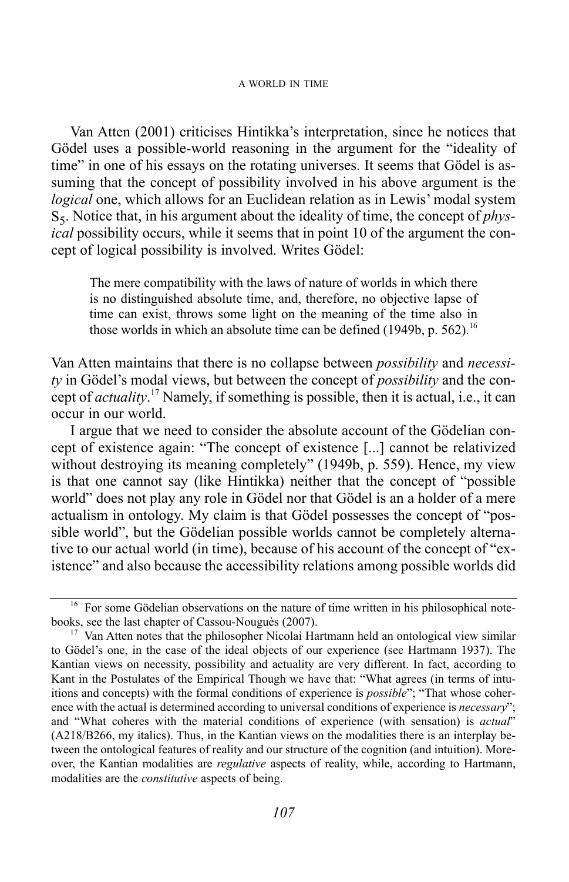Van Atten (2001) criticises Hintikka's interpretation, since he notices that Gödel uses a possible-world reasoning in the argument for the "ideality of time" in one of his essays on the rotating universes. It seems that Gödel is assuming that the concept of possibility involved in his above argument is the *logical* one, which allows for an Euclidean relation as in Lewis' modal system $S_5$. Notice that, in his argument about the ideality of time, the concept of *physical* possibility occurs, while it seems that in point 10 of the argument the concept of logical possibility is involved. Writes Gödel:

> The mere compatibility with the laws of nature of worlds in which there is no distinguished absolute time, and, therefore, no objective lapse of time can exist, throws some light on the meaning of the time also in those worlds in which an absolute time can be defined (1949b, p. 562).[16]

Van Atten maintains that there is no collapse between *possibility* and *necessity* in Gödel's modal views, but between the concept of *possibility* and the concept of *actuality*.[17] Namely, if something is possible, then it is actual, i.e., it can occur in our world.

I argue that we need to consider the absolute account of the Gödelian concept of existence again: "The concept of existence [...] cannot be relativized without destroying its meaning completely" (1949b, p. 559). Hence, my view is that one cannot say (like Hintikka) neither that the concept of "possible world" does not play any role in Gödel nor that Gödel is an a holder of a mere actualism in ontology. My claim is that Gödel possesses the concept of "possible world", but the Gödelian possible worlds cannot be completely alternative to our actual world (in time), because of his account of the concept of "existence" and also because the accessibility relations among possible worlds did

---

[16] For some Gödelian observations on the nature of time written in his philosophical notebooks, see the last chapter of Cassou-Noguès (2007).

[17] Van Atten notes that the philosopher Nicolai Hartmann held an ontological view similar to Gödel's one, in the case of the ideal objects of our experience (see Hartmann 1937). The Kantian views on necessity, possibility and actuality are very different. In fact, according to Kant in the Postulates of the Empirical Though we have that: "What agrees (in terms of intuitions and concepts) with the formal conditions of experience is *possible*"; "That whose coherence with the actual is determined according to universal conditions of experience is *necessary*"; and "What coheres with the material conditions of experience (with sensation) is *actual*" (A218/B266, my italics). Thus, in the Kantian views on the modalities there is an interplay between the ontological features of reality and our structure of the cognition (and intuition). Moreover, the Kantian modalities are *regulative* aspects of reality, while, according to Hartmann, modalities are the *constitutive* aspects of being.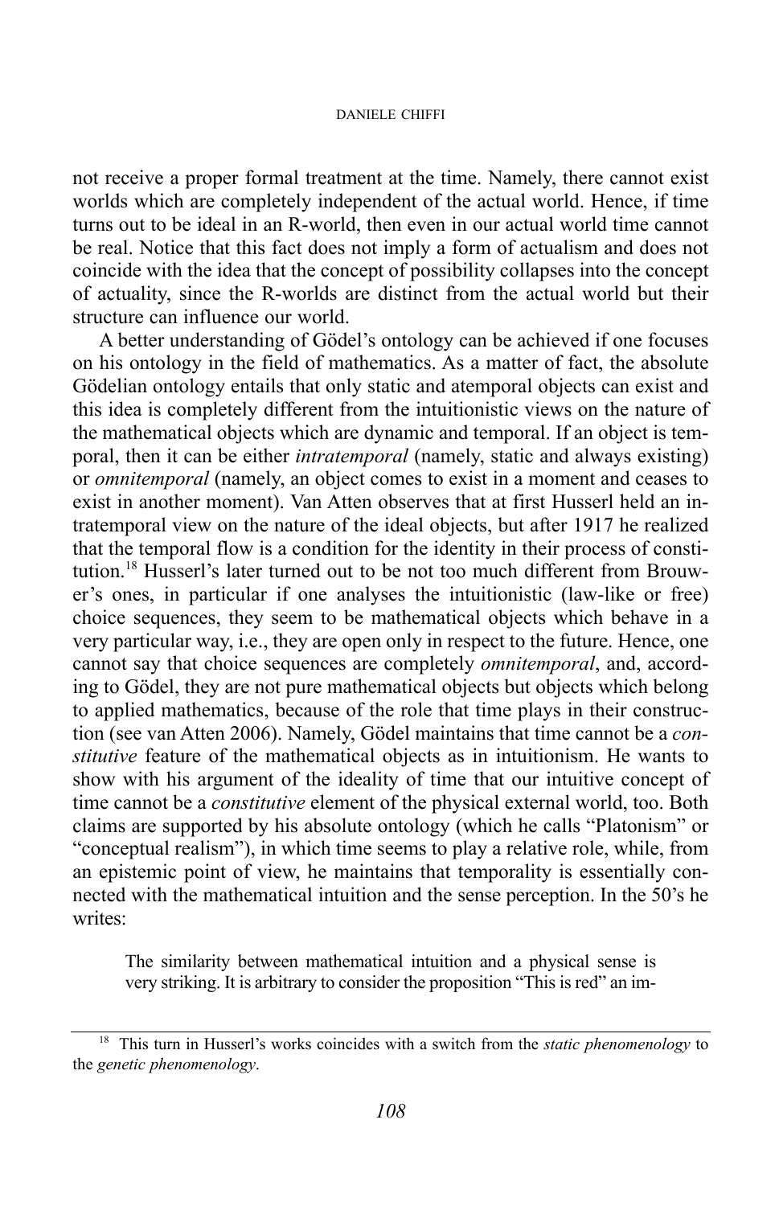not receive a proper formal treatment at the time. Namely, there cannot exist worlds which are completely independent of the actual world. Hence, if time turns out to be ideal in an R-world, then even in our actual world time cannot be real. Notice that this fact does not imply a form of actualism and does not coincide with the idea that the concept of possibility collapses into the concept of actuality, since the R-worlds are distinct from the actual world but their structure can influence our world.

A better understanding of Gödel's ontology can be achieved if one focuses on his ontology in the field of mathematics. As a matter of fact, the absolute Gödelian ontology entails that only static and atemporal objects can exist and this idea is completely different from the intuitionistic views on the nature of the mathematical objects which are dynamic and temporal. If an object is temporal, then it can be either *intratemporal* (namely, static and always existing) or *omnitemporal* (namely, an object comes to exist in a moment and ceases to exist in another moment). Van Atten observes that at first Husserl held an intratemporal view on the nature of the ideal objects, but after 1917 he realized that the temporal flow is a condition for the identity in their process of constitution.[18] Husserl's later turned out to be not too much different from Brouwer's ones, in particular if one analyses the intuitionistic (law-like or free) choice sequences, they seem to be mathematical objects which behave in a very particular way, i.e., they are open only in respect to the future. Hence, one cannot say that choice sequences are completely *omnitemporal*, and, according to Gödel, they are not pure mathematical objects but objects which belong to applied mathematics, because of the role that time plays in their construction (see van Atten 2006). Namely, Gödel maintains that time cannot be a *constitutive* feature of the mathematical objects as in intuitionism. He wants to show with his argument of the ideality of time that our intuitive concept of time cannot be a *constitutive* element of the physical external world, too. Both claims are supported by his absolute ontology (which he calls "Platonism" or "conceptual realism"), in which time seems to play a relative role, while, from an epistemic point of view, he maintains that temporality is essentially connected with the mathematical intuition and the sense perception. In the 50's he writes:

> The similarity between mathematical intuition and a physical sense is very striking. It is arbitrary to consider the proposition "This is red" an im-

[18] This turn in Husserl's works coincides with a switch from the *static phenomenology* to the *genetic phenomenology*.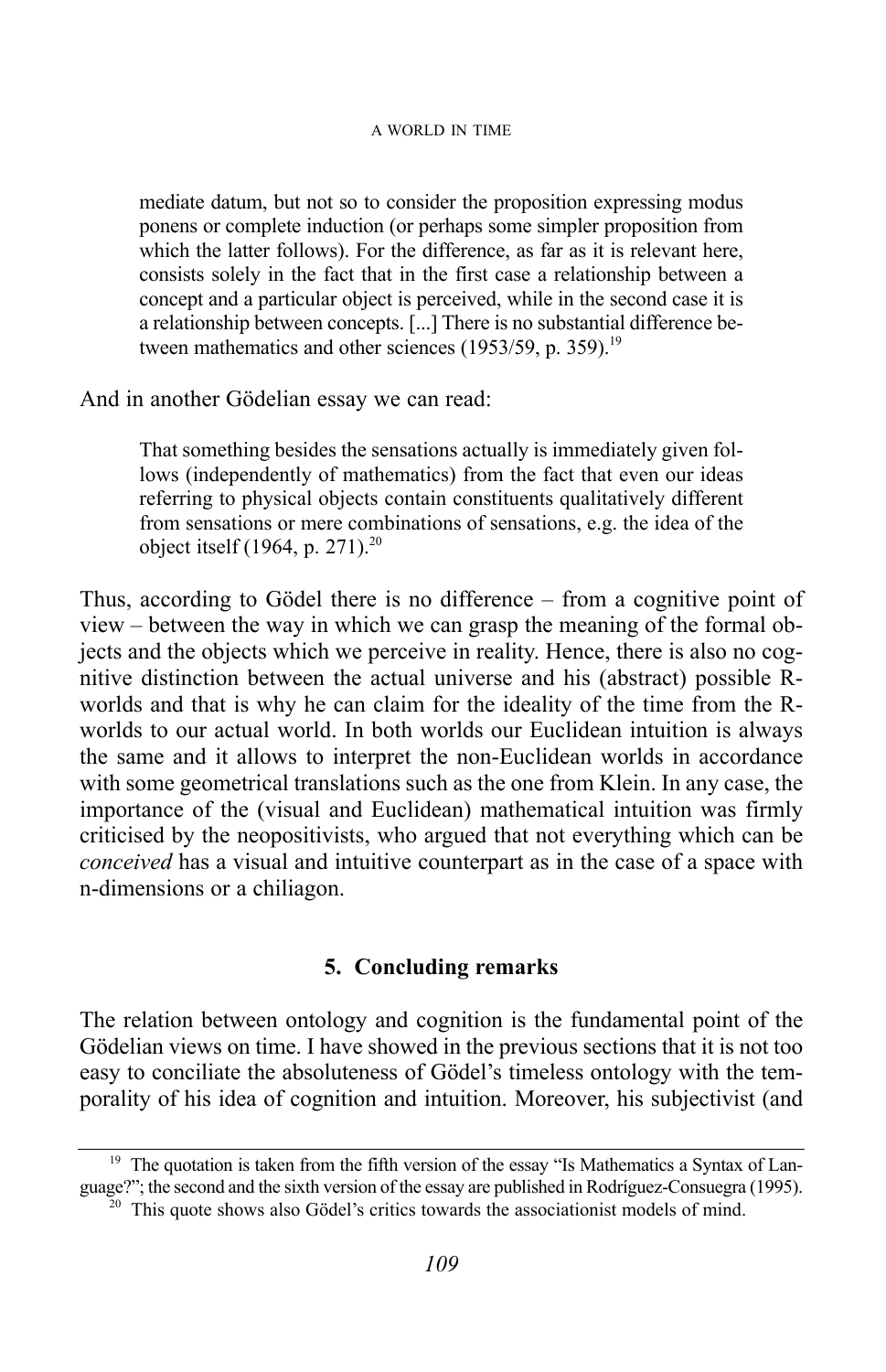> mediate datum, but not so to consider the proposition expressing modus ponens or complete induction (or perhaps some simpler proposition from which the latter follows). For the difference, as far as it is relevant here, consists solely in the fact that in the first case a relationship between a concept and a particular object is perceived, while in the second case it is a relationship between concepts. [...] There is no substantial difference between mathematics and other sciences (1953/59, p. 359).[19]

And in another Gödelian essay we can read:

> That something besides the sensations actually is immediately given follows (independently of mathematics) from the fact that even our ideas referring to physical objects contain constituents qualitatively different from sensations or mere combinations of sensations, e.g. the idea of the object itself (1964, p. 271).[20]

Thus, according to Gödel there is no difference – from a cognitive point of view – between the way in which we can grasp the meaning of the formal objects and the objects which we perceive in reality. Hence, there is also no cognitive distinction between the actual universe and his (abstract) possible R-worlds and that is why he can claim for the ideality of the time from the R-worlds to our actual world. In both worlds our Euclidean intuition is always the same and it allows to interpret the non-Euclidean worlds in accordance with some geometrical translations such as the one from Klein. In any case, the importance of the (visual and Euclidean) mathematical intuition was firmly criticised by the neopositivists, who argued that not everything which can be *conceived* has a visual and intuitive counterpart as in the case of a space with n-dimensions or a chiliagon.

## 5. Concluding remarks

The relation between ontology and cognition is the fundamental point of the Gödelian views on time. I have showed in the previous sections that it is not too easy to conciliate the absoluteness of Gödel's timeless ontology with the temporality of his idea of cognition and intuition. Moreover, his subjectivist (and

---

[19] The quotation is taken from the fifth version of the essay "Is Mathematics a Syntax of Language?"; the second and the sixth version of the essay are published in Rodríguez-Consuegra (1995).

[20] This quote shows also Gödel's critics towards the associationist models of mind.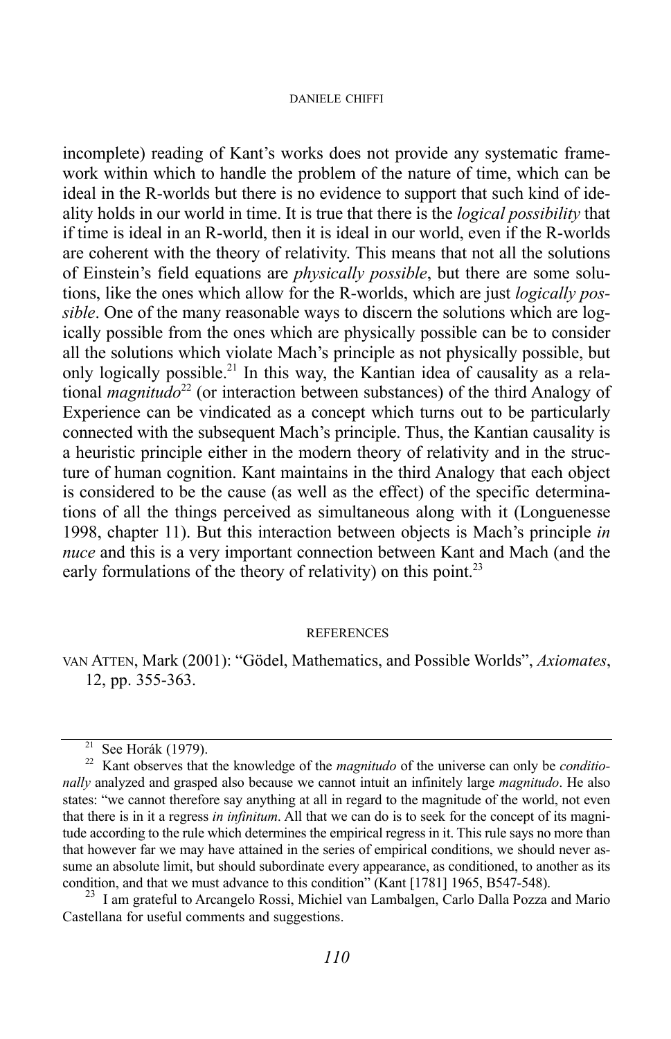incomplete) reading of Kant's works does not provide any systematic framework within which to handle the problem of the nature of time, which can be ideal in the R-worlds but there is no evidence to support that such kind of ideality holds in our world in time. It is true that there is the *logical possibility* that if time is ideal in an R-world, then it is ideal in our world, even if the R-worlds are coherent with the theory of relativity. This means that not all the solutions of Einstein's field equations are *physically possible*, but there are some solutions, like the ones which allow for the R-worlds, which are just *logically possible*. One of the many reasonable ways to discern the solutions which are logically possible from the ones which are physically possible can be to consider all the solutions which violate Mach's principle as not physically possible, but only logically possible.[21] In this way, the Kantian idea of causality as a relational *magnitudo*[22] (or interaction between substances) of the third Analogy of Experience can be vindicated as a concept which turns out to be particularly connected with the subsequent Mach's principle. Thus, the Kantian causality is a heuristic principle either in the modern theory of relativity and in the structure of human cognition. Kant maintains in the third Analogy that each object is considered to be the cause (as well as the effect) of the specific determinations of all the things perceived as simultaneous along with it (Longuenesse 1998, chapter 11). But this interaction between objects is Mach's principle *in nuce* and this is a very important connection between Kant and Mach (and the early formulations of the theory of relativity) on this point.[23]

## REFERENCES

VAN ATTEN, Mark (2001): "Gödel, Mathematics, and Possible Worlds", *Axiomates*, 12, pp. 355-363.

---

[21] See Horák (1979).

[22] Kant observes that the knowledge of the *magnitudo* of the universe can only be *conditionally* analyzed and grasped also because we cannot intuit an infinitely large *magnitudo*. He also states: "we cannot therefore say anything at all in regard to the magnitude of the world, not even that there is in it a regress *in infinitum*. All that we can do is to seek for the concept of its magnitude according to the rule which determines the empirical regress in it. This rule says no more than that however far we may have attained in the series of empirical conditions, we should never assume an absolute limit, but should subordinate every appearance, as conditioned, to another as its condition, and that we must advance to this condition" (Kant [1781] 1965, B547-548).

[23] I am grateful to Arcangelo Rossi, Michiel van Lambalgen, Carlo Dalla Pozza and Mario Castellana for useful comments and suggestions.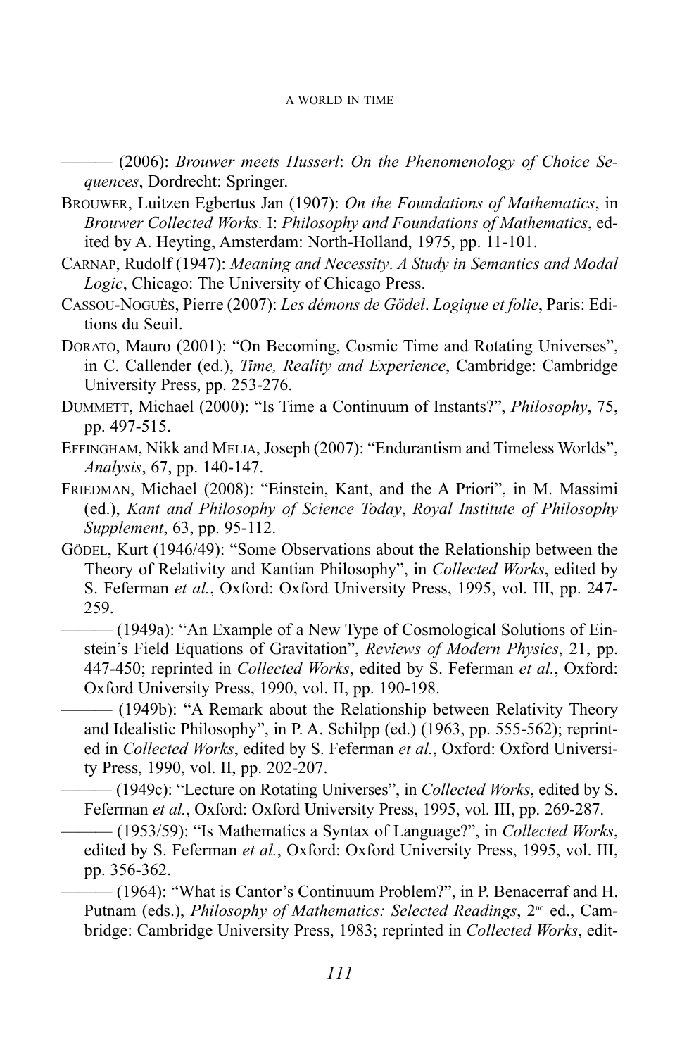——— (2006): *Brouwer meets Husserl*: *On the Phenomenology of Choice Sequences*, Dordrecht: Springer.

Brouwer, Luitzen Egbertus Jan (1907): *On the Foundations of Mathematics*, in *Brouwer Collected Works.* I: *Philosophy and Foundations of Mathematics*, edited by A. Heyting, Amsterdam: North-Holland, 1975, pp. 11-101.

Carnap, Rudolf (1947): *Meaning and Necessity*. *A Study in Semantics and Modal Logic*, Chicago: The University of Chicago Press.

Cassou-Noguès, Pierre (2007): *Les démons de Gödel*. *Logique et folie*, Paris: Editions du Seuil.

Dorato, Mauro (2001): "On Becoming, Cosmic Time and Rotating Universes", in C. Callender (ed.), *Time, Reality and Experience*, Cambridge: Cambridge University Press, pp. 253-276.

Dummett, Michael (2000): "Is Time a Continuum of Instants?", *Philosophy*, 75, pp. 497-515.

Effingham, Nikk and Melia, Joseph (2007): "Endurantism and Timeless Worlds", *Analysis*, 67, pp. 140-147.

Friedman, Michael (2008): "Einstein, Kant, and the A Priori", in M. Massimi (ed.), *Kant and Philosophy of Science Today*, *Royal Institute of Philosophy Supplement*, 63, pp. 95-112.

Gödel, Kurt (1946/49): "Some Observations about the Relationship between the Theory of Relativity and Kantian Philosophy", in *Collected Works*, edited by S. Feferman *et al.*, Oxford: Oxford University Press, 1995, vol. III, pp. 247-259.

——— (1949a): "An Example of a New Type of Cosmological Solutions of Einstein's Field Equations of Gravitation", *Reviews of Modern Physics*, 21, pp. 447-450; reprinted in *Collected Works*, edited by S. Feferman *et al.*, Oxford: Oxford University Press, 1990, vol. II, pp. 190-198.

——— (1949b): "A Remark about the Relationship between Relativity Theory and Idealistic Philosophy", in P. A. Schilpp (ed.) (1963, pp. 555-562); reprinted in *Collected Works*, edited by S. Feferman *et al.*, Oxford: Oxford University Press, 1990, vol. II, pp. 202-207.

——— (1949c): "Lecture on Rotating Universes", in *Collected Works*, edited by S. Feferman *et al.*, Oxford: Oxford University Press, 1995, vol. III, pp. 269-287.

——— (1953/59): "Is Mathematics a Syntax of Language?", in *Collected Works*, edited by S. Feferman *et al.*, Oxford: Oxford University Press, 1995, vol. III, pp. 356-362.

——— (1964): "What is Cantor's Continuum Problem?", in P. Benacerraf and H. Putnam (eds.), *Philosophy of Mathematics: Selected Readings*, 2nd ed., Cambridge: Cambridge University Press, 1983; reprinted in *Collected Works*, edit-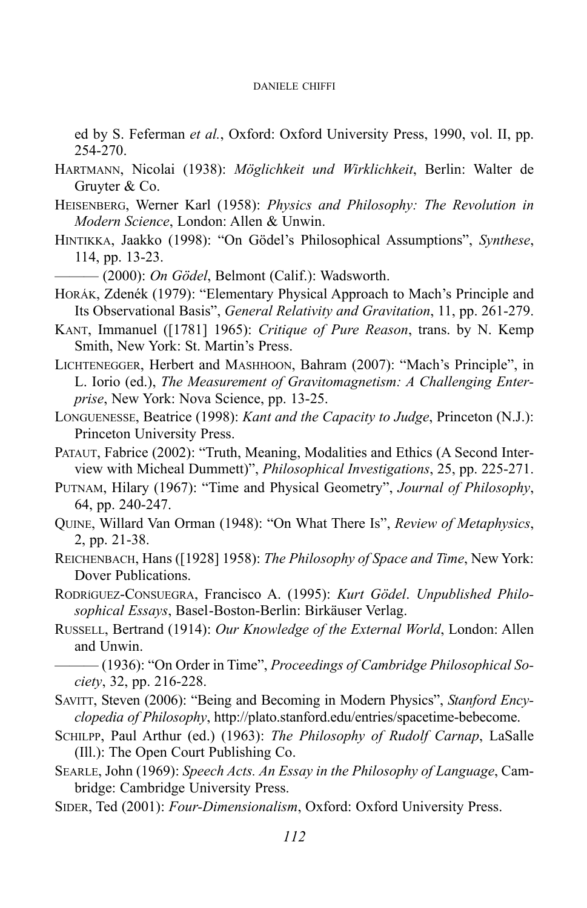ed by S. Feferman *et al.*, Oxford: Oxford University Press, 1990, vol. II, pp. 254-270.

HARTMANN, Nicolai (1938): *Möglichkeit und Wirklichkeit*, Berlin: Walter de Gruyter & Co.

HEISENBERG, Werner Karl (1958): *Physics and Philosophy: The Revolution in Modern Science*, London: Allen & Unwin.

HINTIKKA, Jaakko (1998): "On Gödel's Philosophical Assumptions", *Synthese*, 114, pp. 13-23.

——— (2000): *On Gödel*, Belmont (Calif.): Wadsworth.

HORÁK, Zdenék (1979): "Elementary Physical Approach to Mach's Principle and Its Observational Basis", *General Relativity and Gravitation*, 11, pp. 261-279.

KANT, Immanuel ([1781] 1965): *Critique of Pure Reason*, trans. by N. Kemp Smith, New York: St. Martin's Press.

LICHTENEGGER, Herbert and MASHHOON, Bahram (2007): "Mach's Principle", in L. Iorio (ed.), *The Measurement of Gravitomagnetism: A Challenging Enterprise*, New York: Nova Science, pp. 13-25.

LONGUENESSE, Beatrice (1998): *Kant and the Capacity to Judge*, Princeton (N.J.): Princeton University Press.

PATAUT, Fabrice (2002): "Truth, Meaning, Modalities and Ethics (A Second Interview with Micheal Dummett)", *Philosophical Investigations*, 25, pp. 225-271.

PUTNAM, Hilary (1967): "Time and Physical Geometry", *Journal of Philosophy*, 64, pp. 240-247.

QUINE, Willard Van Orman (1948): "On What There Is", *Review of Metaphysics*, 2, pp. 21-38.

REICHENBACH, Hans ([1928] 1958): *The Philosophy of Space and Time*, New York: Dover Publications.

RODRÍGUEZ-CONSUEGRA, Francisco A. (1995): *Kurt Gödel*. *Unpublished Philosophical Essays*, Basel-Boston-Berlin: Birkäuser Verlag.

RUSSELL, Bertrand (1914): *Our Knowledge of the External World*, London: Allen and Unwin.

——— (1936): "On Order in Time", *Proceedings of Cambridge Philosophical Society*, 32, pp. 216-228.

SAVITT, Steven (2006): "Being and Becoming in Modern Physics", *Stanford Encyclopedia of Philosophy*, http://plato.stanford.edu/entries/spacetime-bebecome.

SCHILPP, Paul Arthur (ed.) (1963): *The Philosophy of Rudolf Carnap*, LaSalle (Ill.): The Open Court Publishing Co.

SEARLE, John (1969): *Speech Acts. An Essay in the Philosophy of Language*, Cambridge: Cambridge University Press.

SIDER, Ted (2001): *Four-Dimensionalism*, Oxford: Oxford University Press.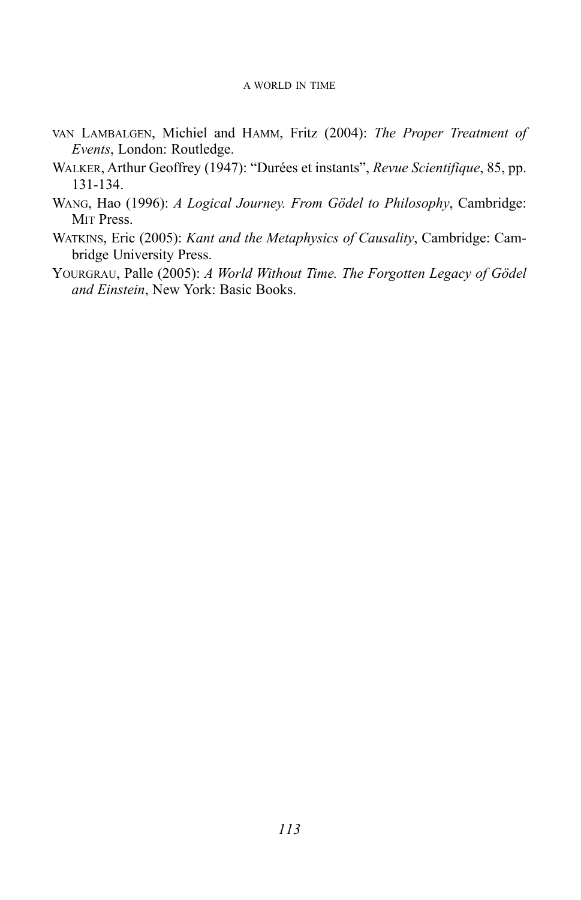VAN LAMBALGEN, Michiel and HAMM, Fritz (2004): *The Proper Treatment of Events*, London: Routledge.

WALKER, Arthur Geoffrey (1947): "Durées et instants", *Revue Scientifique*, 85, pp. 131-134.

WANG, Hao (1996): *A Logical Journey. From Gödel to Philosophy*, Cambridge: MIT Press.

WATKINS, Eric (2005): *Kant and the Metaphysics of Causality*, Cambridge: Cambridge University Press.

YOURGRAU, Palle (2005): *A World Without Time. The Forgotten Legacy of Gödel and Einstein*, New York: Basic Books.